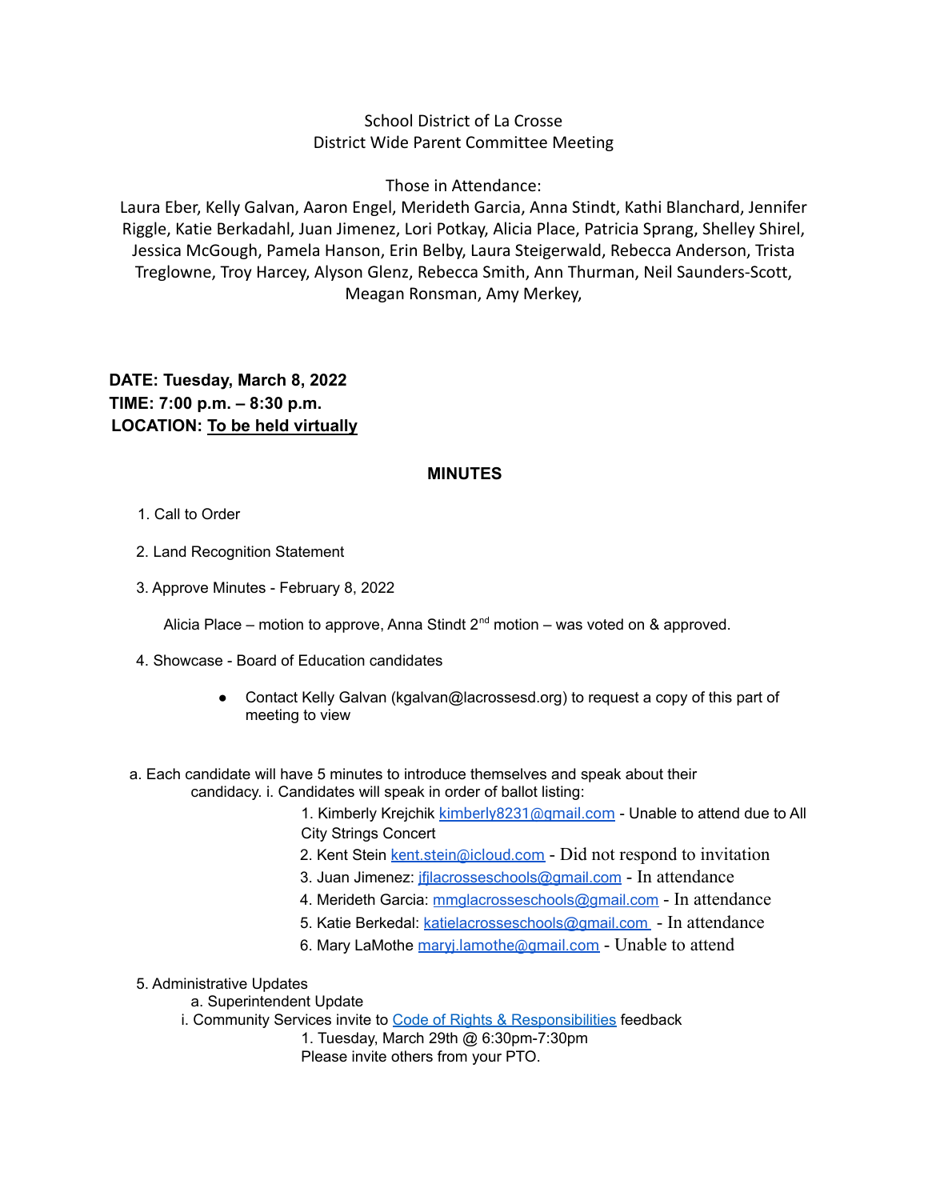School District of La Crosse
District Wide Parent Committee Meeting

Those in Attendance:
Laura Eber, Kelly Galvan, Aaron Engel, Merideth Garcia, Anna Stindt, Kathi Blanchard, Jennifer Riggle, Katie Berkadahl, Juan Jimenez, Lori Potkay, Alicia Place, Patricia Sprang, Shelley Shirel, Jessica McGough, Pamela Hanson, Erin Belby, Laura Steigerwald, Rebecca Anderson, Trista Treglowne, Troy Harcey, Alyson Glenz, Rebecca Smith, Ann Thurman, Neil Saunders-Scott, Meagan Ronsman, Amy Merkey,

**DATE: Tuesday, March 8, 2022**
**TIME: 7:00 p.m. – 8:30 p.m.**
**LOCATION: To be held virtually**

## MINUTES

1. Call to Order

2. Land Recognition Statement

3. Approve Minutes - February 8, 2022

   Alicia Place – motion to approve, Anna Stindt 2nd motion – was voted on & approved.

4. Showcase - Board of Education candidates

   - Contact Kelly Galvan (kgalvan@lacrossesd.org) to request a copy of this part of meeting to view

   a. Each candidate will have 5 minutes to introduce themselves and speak about their candidacy. i. Candidates will speak in order of ballot listing:

      1. Kimberly Krejchik kimberly8231@gmail.com - Unable to attend due to All City Strings Concert
      2. Kent Stein kent.stein@icloud.com - Did not respond to invitation
      3. Juan Jimenez: jfjlacrosseschools@gmail.com - In attendance
      4. Merideth Garcia: mmglacrosseschools@gmail.com - In attendance
      5. Katie Berkedal: katielacrosseschools@gmail.com - In attendance
      6. Mary LaMothe maryj.lamothe@gmail.com - Unable to attend

5. Administrative Updates

   a. Superintendent Update

      i. Community Services invite to Code of Rights & Responsibilities feedback

         1. Tuesday, March 29th @ 6:30pm-7:30pm
         Please invite others from your PTO.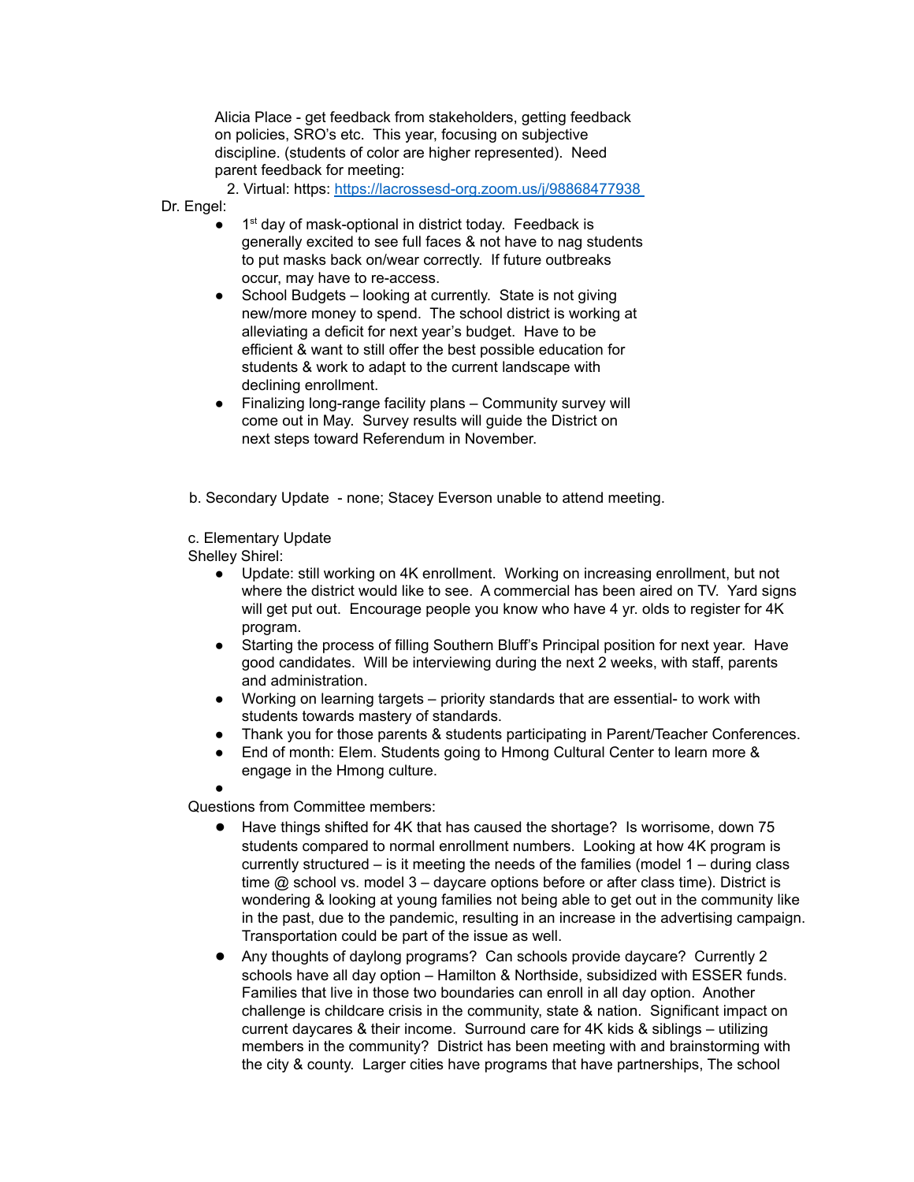Alicia Place - get feedback from stakeholders, getting feedback on policies, SRO's etc. This year, focusing on subjective discipline. (students of color are higher represented). Need parent feedback for meeting:

2. Virtual: https: https://lacrossesd-org.zoom.us/j/98868477938

Dr. Engel:

- 1st day of mask-optional in district today. Feedback is generally excited to see full faces & not have to nag students to put masks back on/wear correctly. If future outbreaks occur, may have to re-access.
- School Budgets – looking at currently. State is not giving new/more money to spend. The school district is working at alleviating a deficit for next year's budget. Have to be efficient & want to still offer the best possible education for students & work to adapt to the current landscape with declining enrollment.
- Finalizing long-range facility plans – Community survey will come out in May. Survey results will guide the District on next steps toward Referendum in November.

b. Secondary Update - none; Stacey Everson unable to attend meeting.

c. Elementary Update

Shelley Shirel:

- Update: still working on 4K enrollment. Working on increasing enrollment, but not where the district would like to see. A commercial has been aired on TV. Yard signs will get put out. Encourage people you know who have 4 yr. olds to register for 4K program.
- Starting the process of filling Southern Bluff's Principal position for next year. Have good candidates. Will be interviewing during the next 2 weeks, with staff, parents and administration.
- Working on learning targets – priority standards that are essential- to work with students towards mastery of standards.
- Thank you for those parents & students participating in Parent/Teacher Conferences.
- End of month: Elem. Students going to Hmong Cultural Center to learn more & engage in the Hmong culture.

Questions from Committee members:

- Have things shifted for 4K that has caused the shortage? Is worrisome, down 75 students compared to normal enrollment numbers. Looking at how 4K program is currently structured – is it meeting the needs of the families (model 1 – during class time @ school vs. model 3 – daycare options before or after class time). District is wondering & looking at young families not being able to get out in the community like in the past, due to the pandemic, resulting in an increase in the advertising campaign. Transportation could be part of the issue as well.
- Any thoughts of daylong programs? Can schools provide daycare? Currently 2 schools have all day option – Hamilton & Northside, subsidized with ESSER funds. Families that live in those two boundaries can enroll in all day option. Another challenge is childcare crisis in the community, state & nation. Significant impact on current daycares & their income. Surround care for 4K kids & siblings – utilizing members in the community? District has been meeting with and brainstorming with the city & county. Larger cities have programs that have partnerships, The school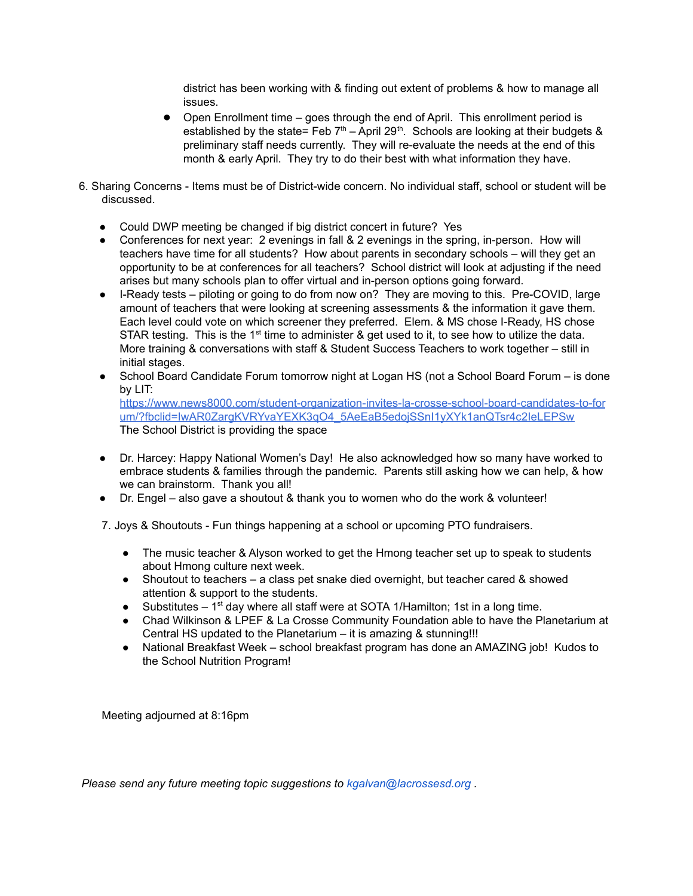district has been working with & finding out extent of problems & how to manage all issues.

- Open Enrollment time – goes through the end of April. This enrollment period is established by the state= Feb 7th – April 29th. Schools are looking at their budgets & preliminary staff needs currently. They will re-evaluate the needs at the end of this month & early April. They try to do their best with what information they have.

6. Sharing Concerns - Items must be of District-wide concern. No individual staff, school or student will be discussed.

- Could DWP meeting be changed if big district concert in future? Yes
- Conferences for next year: 2 evenings in fall & 2 evenings in the spring, in-person. How will teachers have time for all students? How about parents in secondary schools – will they get an opportunity to be at conferences for all teachers? School district will look at adjusting if the need arises but many schools plan to offer virtual and in-person options going forward.
- I-Ready tests – piloting or going to do from now on? They are moving to this. Pre-COVID, large amount of teachers that were looking at screening assessments & the information it gave them. Each level could vote on which screener they preferred. Elem. & MS chose I-Ready, HS chose STAR testing. This is the 1st time to administer & get used to it, to see how to utilize the data. More training & conversations with staff & Student Success Teachers to work together – still in initial stages.
- School Board Candidate Forum tomorrow night at Logan HS (not a School Board Forum – is done by LIT: [https://www.news8000.com/student-organization-invites-la-crosse-school-board-candidates-to-forum/?fbclid=IwAR0ZargKVRYvaYEXK3qO4_5AeEaB5edojSSnI1yXYk1anQTsr4c2IeLEPSw](https://www.news8000.com/student-organization-invites-la-crosse-school-board-candidates-to-forum/?fbclid=IwAR0ZargKVRYvaYEXK3qO4_5AeEaB5edojSSnI1yXYk1anQTsr4c2IeLEPSw)
  The School District is providing the space

- Dr. Harcey: Happy National Women's Day! He also acknowledged how so many have worked to embrace students & families through the pandemic. Parents still asking how we can help, & how we can brainstorm. Thank you all!
- Dr. Engel – also gave a shoutout & thank you to women who do the work & volunteer!

7. Joys & Shoutouts - Fun things happening at a school or upcoming PTO fundraisers.

- The music teacher & Alyson worked to get the Hmong teacher set up to speak to students about Hmong culture next week.
- Shoutout to teachers – a class pet snake died overnight, but teacher cared & showed attention & support to the students.
- Substitutes – 1st day where all staff were at SOTA 1/Hamilton; 1st in a long time.
- Chad Wilkinson & LPEF & La Crosse Community Foundation able to have the Planetarium at Central HS updated to the Planetarium – it is amazing & stunning!!!
- National Breakfast Week – school breakfast program has done an AMAZING job! Kudos to the School Nutrition Program!

Meeting adjourned at 8:16pm

*Please send any future meeting topic suggestions to kgalvan@lacrossesd.org .*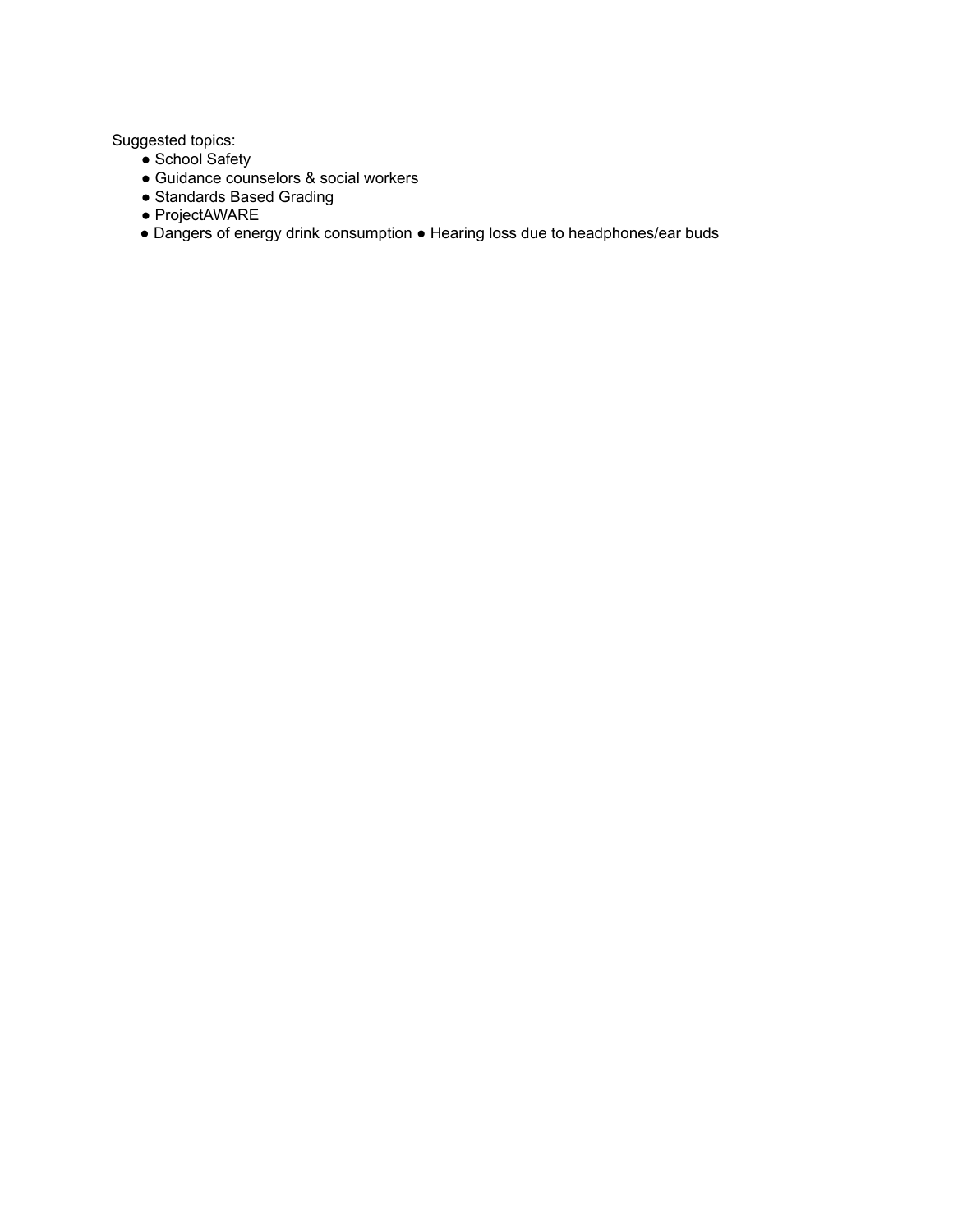Suggested topics:

- School Safety
- Guidance counselors & social workers
- Standards Based Grading
- ProjectAWARE
- Dangers of energy drink consumption
- Hearing loss due to headphones/ear buds